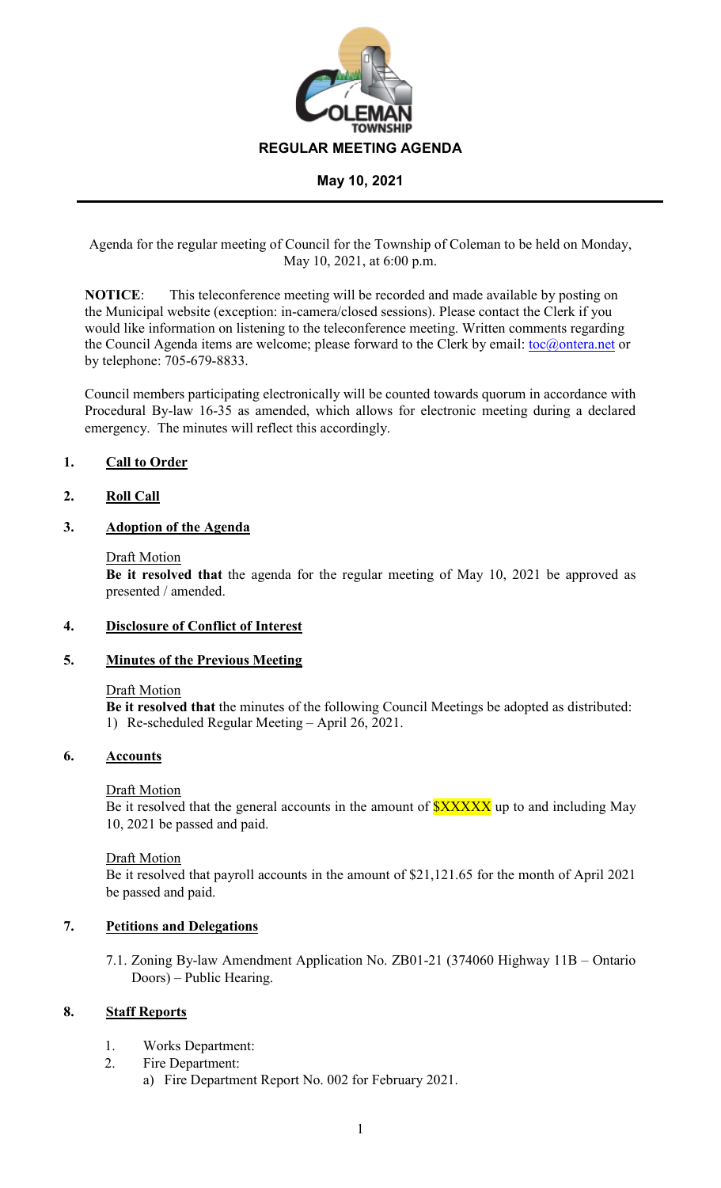# REGULAR MEETING AGENDA

## May 10, 2021

Agenda for the regular meeting of Council for the Township of Coleman to be held on Monday, May 10, 2021, at 6:00 p.m.

**NOTICE**: This teleconference meeting will be recorded and made available by posting on the Municipal website (exception: in-camera/closed sessions). Please contact the Clerk if you would like information on listening to the teleconference meeting. Written comments regarding the Council Agenda items are welcome; please forward to the Clerk by email: toc@ontera.net or by telephone: 705-679-8833.

Council members participating electronically will be counted towards quorum in accordance with Procedural By-law 16-35 as amended, which allows for electronic meeting during a declared emergency. The minutes will reflect this accordingly.

**1. Call to Order**

**2. Roll Call**

**3. Adoption of the Agenda**

Draft Motion

**Be it resolved that** the agenda for the regular meeting of May 10, 2021 be approved as presented / amended.

**4. Disclosure of Conflict of Interest**

**5. Minutes of the Previous Meeting**

Draft Motion

**Be it resolved that** the minutes of the following Council Meetings be adopted as distributed:

1) Re-scheduled Regular Meeting – April 26, 2021.

**6. Accounts**

Draft Motion

Be it resolved that the general accounts in the amount of $XXXXX up to and including May 10, 2021 be passed and paid.

Draft Motion

Be it resolved that payroll accounts in the amount of $21,121.65 for the month of April 2021 be passed and paid.

**7. Petitions and Delegations**

7.1. Zoning By-law Amendment Application No. ZB01-21 (374060 Highway 11B – Ontario Doors) – Public Hearing.

**8. Staff Reports**

1. Works Department:
2. Fire Department:
   a) Fire Department Report No. 002 for February 2021.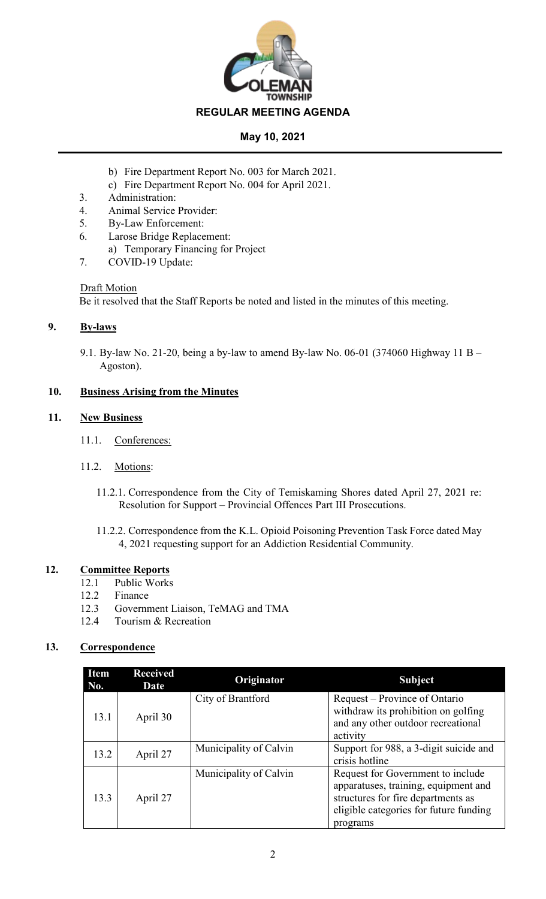# REGULAR MEETING AGENDA

**May 10, 2021**

   b) Fire Department Report No. 003 for March 2021.
   c) Fire Department Report No. 004 for April 2021.

3. Administration:
4. Animal Service Provider:
5. By-Law Enforcement:
6. Larose Bridge Replacement:
   a) Temporary Financing for Project
7. COVID-19 Update:

Draft Motion

Be it resolved that the Staff Reports be noted and listed in the minutes of this meeting.

## 9. By-laws

9.1. By-law No. 21-20, being a by-law to amend By-law No. 06-01 (374060 Highway 11 B – Agoston).

## 10. Business Arising from the Minutes

## 11. New Business

11.1. Conferences:

11.2. Motions:

11.2.1. Correspondence from the City of Temiskaming Shores dated April 27, 2021 re: Resolution for Support – Provincial Offences Part III Prosecutions.

11.2.2. Correspondence from the K.L. Opioid Poisoning Prevention Task Force dated May 4, 2021 requesting support for an Addiction Residential Community.

## 12. Committee Reports

12.1 Public Works
12.2 Finance
12.3 Government Liaison, TeMAG and TMA
12.4 Tourism & Recreation

## 13. Correspondence

| Item No. | Received Date | Originator | Subject |
|---|---|---|---|
| 13.1 | April 30 | City of Brantford | Request – Province of Ontario withdraw its prohibition on golfing and any other outdoor recreational activity |
| 13.2 | April 27 | Municipality of Calvin | Support for 988, a 3-digit suicide and crisis hotline |
| 13.3 | April 27 | Municipality of Calvin | Request for Government to include apparatuses, training, equipment and structures for fire departments as eligible categories for future funding programs |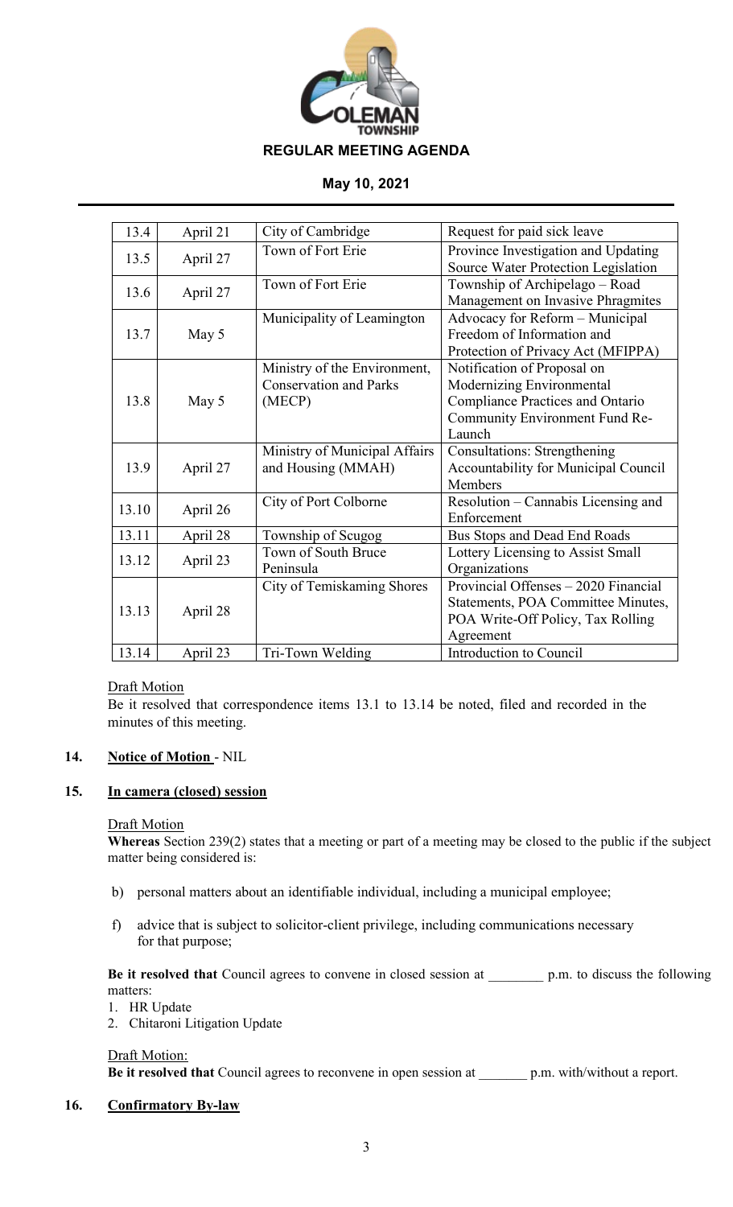**REGULAR MEETING AGENDA**

**May 10, 2021**

| 13.4 | April 21 | City of Cambridge | Request for paid sick leave |
|---|---|---|---|
| 13.5 | April 27 | Town of Fort Erie | Province Investigation and Updating Source Water Protection Legislation |
| 13.6 | April 27 | Town of Fort Erie | Township of Archipelago – Road Management on Invasive Phragmites |
| 13.7 | May 5 | Municipality of Leamington | Advocacy for Reform – Municipal Freedom of Information and Protection of Privacy Act (MFIPPA) |
| 13.8 | May 5 | Ministry of the Environment, Conservation and Parks (MECP) | Notification of Proposal on Modernizing Environmental Compliance Practices and Ontario Community Environment Fund Re-Launch |
| 13.9 | April 27 | Ministry of Municipal Affairs and Housing (MMAH) | Consultations: Strengthening Accountability for Municipal Council Members |
| 13.10 | April 26 | City of Port Colborne | Resolution – Cannabis Licensing and Enforcement |
| 13.11 | April 28 | Township of Scugog | Bus Stops and Dead End Roads |
| 13.12 | April 23 | Town of South Bruce Peninsula | Lottery Licensing to Assist Small Organizations |
| 13.13 | April 28 | City of Temiskaming Shores | Provincial Offenses – 2020 Financial Statements, POA Committee Minutes, POA Write-Off Policy, Tax Rolling Agreement |
| 13.14 | April 23 | Tri-Town Welding | Introduction to Council |

Draft Motion
Be it resolved that correspondence items 13.1 to 13.14 be noted, filed and recorded in the minutes of this meeting.

## 14. Notice of Motion - NIL

## 15. In camera (closed) session

Draft Motion
**Whereas** Section 239(2) states that a meeting or part of a meeting may be closed to the public if the subject matter being considered is:

b) personal matters about an identifiable individual, including a municipal employee;

f) advice that is subject to solicitor-client privilege, including communications necessary for that purpose;

**Be it resolved that** Council agrees to convene in closed session at ________ p.m. to discuss the following matters:

1. HR Update
2. Chitaroni Litigation Update

Draft Motion:
**Be it resolved that** Council agrees to reconvene in open session at _______ p.m. with/without a report.

## 16. Confirmatory By-law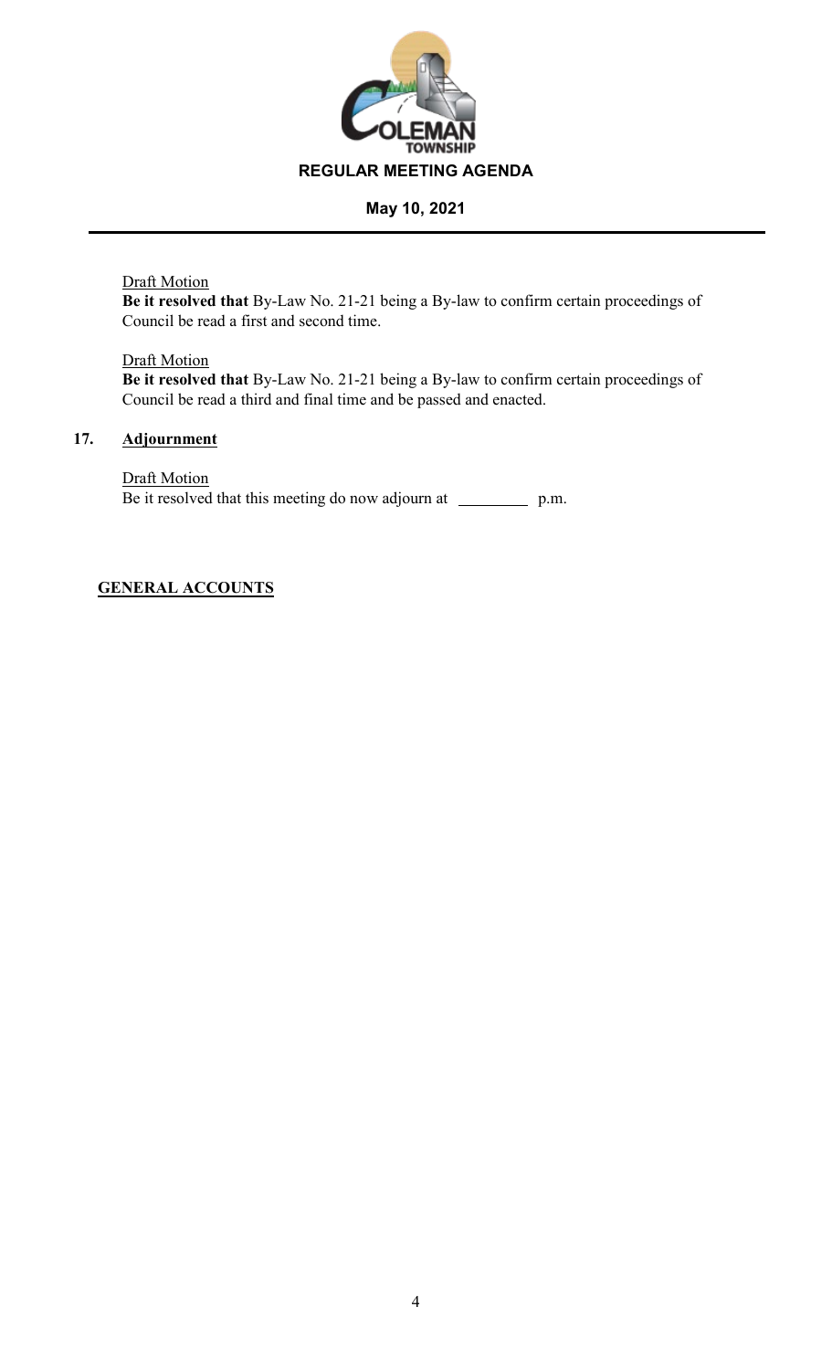Draft Motion

**Be it resolved that** By-Law No. 21-21 being a By-law to confirm certain proceedings of Council be read a first and second time.

Draft Motion

**Be it resolved that** By-Law No. 21-21 being a By-law to confirm certain proceedings of Council be read a third and final time and be passed and enacted.

## 17. Adjournment

Draft Motion

Be it resolved that this meeting do now adjourn at ________ p.m.

**GENERAL ACCOUNTS**